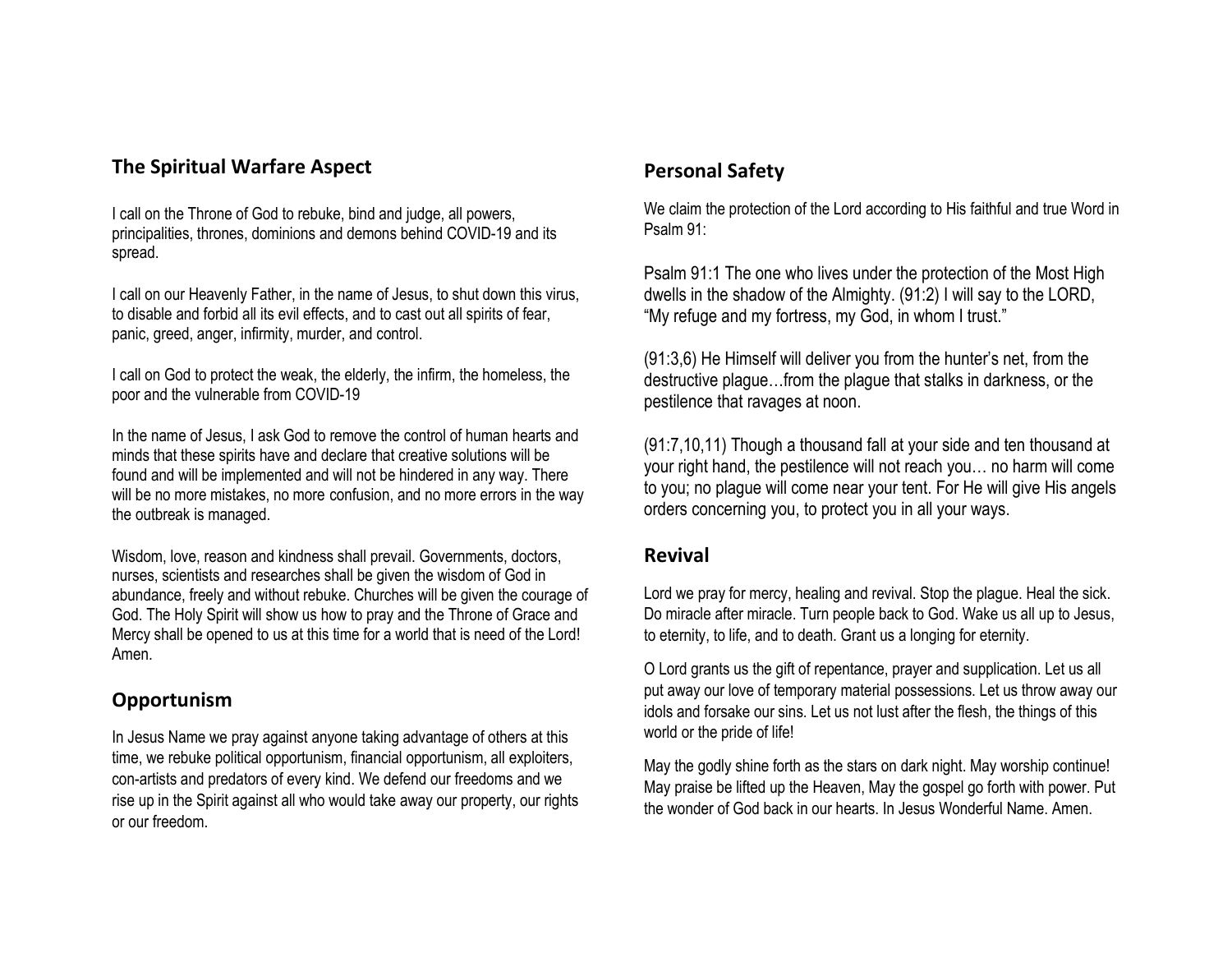## The Spiritual Warfare Aspect

I call on the Throne of God to rebuke, bind and judge, all powers, principalities, thrones, dominions and demons behind COVID-19 and its spread.

I call on our Heavenly Father, in the name of Jesus, to shut down this virus, to disable and forbid all its evil effects, and to cast out all spirits of fear, panic, greed, anger, infirmity, murder, and control.

I call on God to protect the weak, the elderly, the infirm, the homeless, the poor and the vulnerable from COVID-19

In the name of Jesus, I ask God to remove the control of human hearts and minds that these spirits have and declare that creative solutions will be found and will be implemented and will not be hindered in any way. There will be no more mistakes, no more confusion, and no more errors in the way the outbreak is managed.

Wisdom, love, reason and kindness shall prevail. Governments, doctors, nurses, scientists and researches shall be given the wisdom of God in abundance, freely and without rebuke. Churches will be given the courage of God. The Holy Spirit will show us how to pray and the Throne of Grace and Mercy shall be opened to us at this time for a world that is need of the Lord! Amen.

## Opportunism

In Jesus Name we pray against anyone taking advantage of others at this time, we rebuke political opportunism, financial opportunism, all exploiters, con-artists and predators of every kind. We defend our freedoms and we rise up in the Spirit against all who would take away our property, our rights or our freedom.

## Personal Safety

We claim the protection of the Lord according to His faithful and true Word in Psalm 91:

Psalm 91:1 The one who lives under the protection of the Most High dwells in the shadow of the Almighty. (91:2) I will say to the LORD, “My refuge and my fortress, my God, in whom I trust.”

(91:3,6) He Himself will deliver you from the hunter’s net, from the destructive plague…from the plague that stalks in darkness, or the pestilence that ravages at noon.

(91:7,10,11) Though a thousand fall at your side and ten thousand at your right hand, the pestilence will not reach you… no harm will come to you; no plague will come near your tent. For He will give His angels orders concerning you, to protect you in all your ways.

## Revival

Lord we pray for mercy, healing and revival. Stop the plague. Heal the sick. Do miracle after miracle. Turn people back to God. Wake us all up to Jesus, to eternity, to life, and to death. Grant us a longing for eternity.

O Lord grants us the gift of repentance, prayer and supplication. Let us all put away our love of temporary material possessions. Let us throw away our idols and forsake our sins. Let us not lust after the flesh, the things of this world or the pride of life!

May the godly shine forth as the stars on dark night. May worship continue! May praise be lifted up the Heaven, May the gospel go forth with power. Put the wonder of God back in our hearts. In Jesus Wonderful Name. Amen.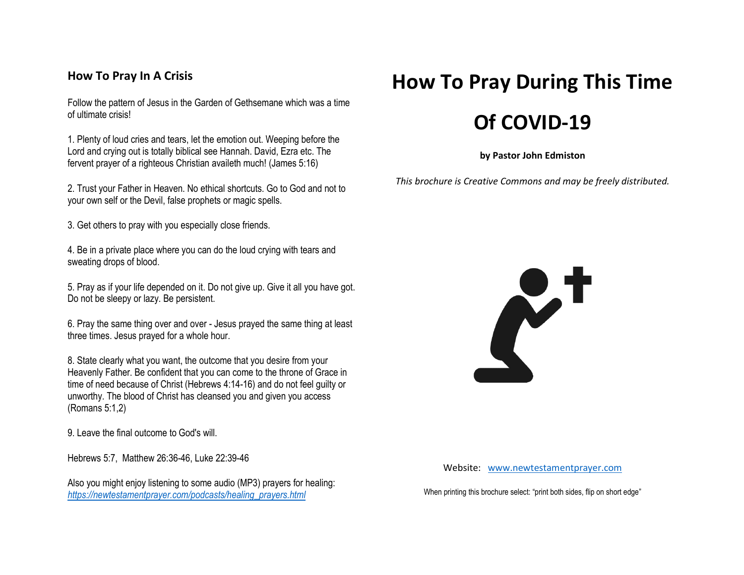## How To Pray In A Crisis

Follow the pattern of Jesus in the Garden of Gethsemane which was a time of ultimate crisis!

1. Plenty of loud cries and tears, let the emotion out. Weeping before the Lord and crying out is totally biblical see Hannah. David, Ezra etc. The fervent prayer of a righteous Christian availeth much! (James 5:16)

2. Trust your Father in Heaven. No ethical shortcuts. Go to God and not to your own self or the Devil, false prophets or magic spells.

3. Get others to pray with you especially close friends.

4. Be in a private place where you can do the loud crying with tears and sweating drops of blood.

5. Pray as if your life depended on it. Do not give up. Give it all you have got. Do not be sleepy or lazy. Be persistent.

6. Pray the same thing over and over - Jesus prayed the same thing at least three times. Jesus prayed for a whole hour.

8. State clearly what you want, the outcome that you desire from your Heavenly Father. Be confident that you can come to the throne of Grace in time of need because of Christ (Hebrews 4:14-16) and do not feel guilty or unworthy. The blood of Christ has cleansed you and given you access (Romans 5:1,2)

9. Leave the final outcome to God's will.

Hebrews 5:7, Matthew 26:36-46, Luke 22:39-46

Also you might enjoy listening to some audio (MP3) prayers for healing: *https://newtestamentprayer.com/podcasts/healing_prayers.html*

# How To Pray During This Time Of COVID-19

**by Pastor John Edmiston**

*This brochure is Creative Commons and may be freely distributed.*

Website: www.newtestamentprayer.com

When printing this brochure select: "print both sides, flip on short edge"